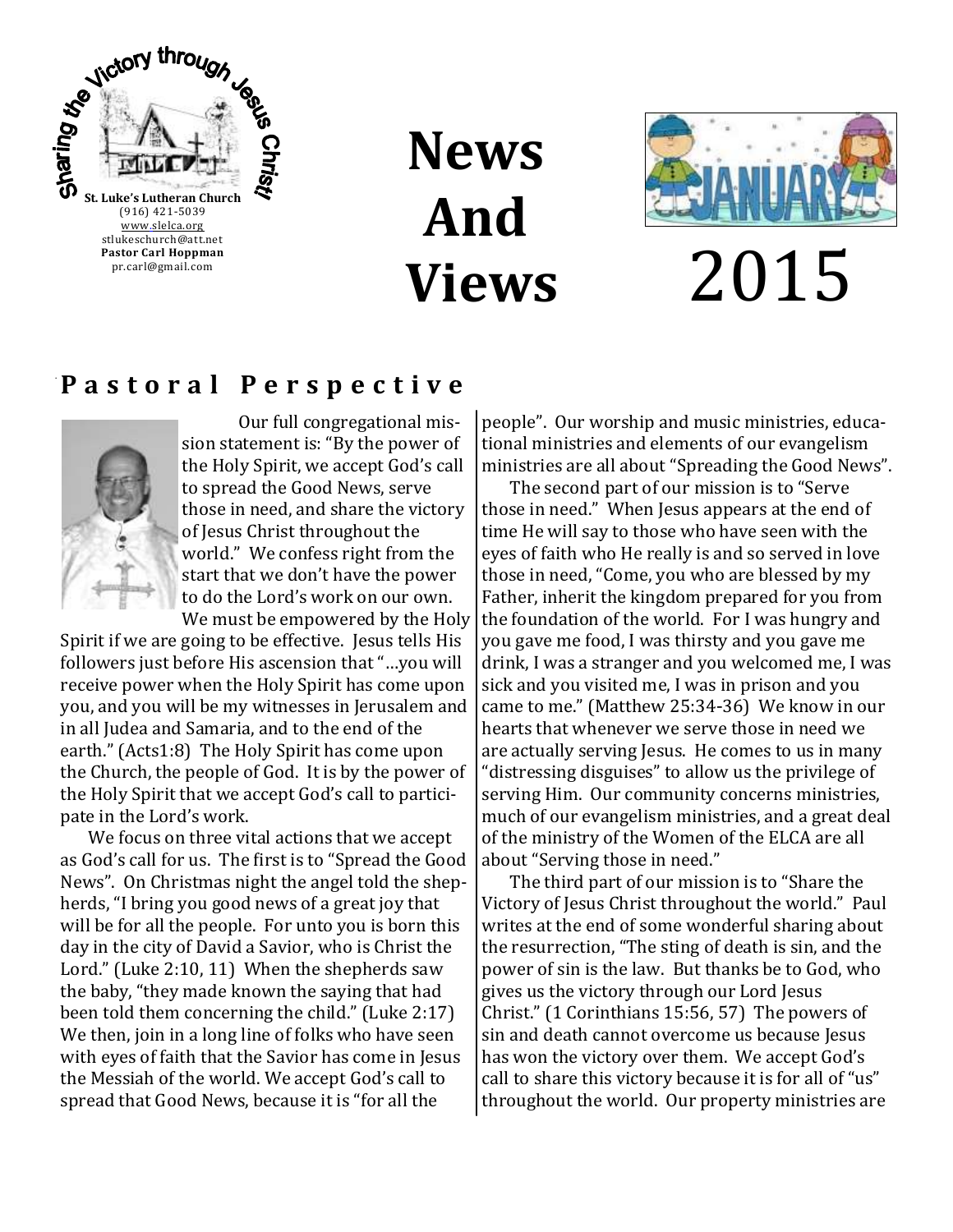Sharing the Victory through Jesus Christ!

**St. Luke's Lutheran Church**
(916) 421-5039
www.slelca.org
stlukeschurch@att.net
**Pastor Carl Hoppman**
pr.carl@gmail.com

# News And Views

# JANUARY 2015

## Pastoral Perspective

Our full congregational mission statement is: "By the power of the Holy Spirit, we accept God's call to spread the Good News, serve those in need, and share the victory of Jesus Christ throughout the world." We confess right from the start that we don't have the power to do the Lord's work on our own. We must be empowered by the Holy Spirit if we are going to be effective. Jesus tells His followers just before His ascension that "…you will receive power when the Holy Spirit has come upon you, and you will be my witnesses in Jerusalem and in all Judea and Samaria, and to the end of the earth." (Acts1:8) The Holy Spirit has come upon the Church, the people of God. It is by the power of the Holy Spirit that we accept God's call to participate in the Lord's work.

We focus on three vital actions that we accept as God's call for us. The first is to "Spread the Good News". On Christmas night the angel told the shepherds, "I bring you good news of a great joy that will be for all the people. For unto you is born this day in the city of David a Savior, who is Christ the Lord." (Luke 2:10, 11) When the shepherds saw the baby, "they made known the saying that had been told them concerning the child." (Luke 2:17) We then, join in a long line of folks who have seen with eyes of faith that the Savior has come in Jesus the Messiah of the world. We accept God's call to spread that Good News, because it is "for all the people". Our worship and music ministries, educational ministries and elements of our evangelism ministries are all about "Spreading the Good News".

The second part of our mission is to "Serve those in need." When Jesus appears at the end of time He will say to those who have seen with the eyes of faith who He really is and so served in love those in need, "Come, you who are blessed by my Father, inherit the kingdom prepared for you from the foundation of the world. For I was hungry and you gave me food, I was thirsty and you gave me drink, I was a stranger and you welcomed me, I was sick and you visited me, I was in prison and you came to me." (Matthew 25:34-36) We know in our hearts that whenever we serve those in need we are actually serving Jesus. He comes to us in many "distressing disguises" to allow us the privilege of serving Him. Our community concerns ministries, much of our evangelism ministries, and a great deal of the ministry of the Women of the ELCA are all about "Serving those in need."

The third part of our mission is to "Share the Victory of Jesus Christ throughout the world." Paul writes at the end of some wonderful sharing about the resurrection, "The sting of death is sin, and the power of sin is the law. But thanks be to God, who gives us the victory through our Lord Jesus Christ." (1 Corinthians 15:56, 57) The powers of sin and death cannot overcome us because Jesus has won the victory over them. We accept God's call to share this victory because it is for all of "us" throughout the world. Our property ministries are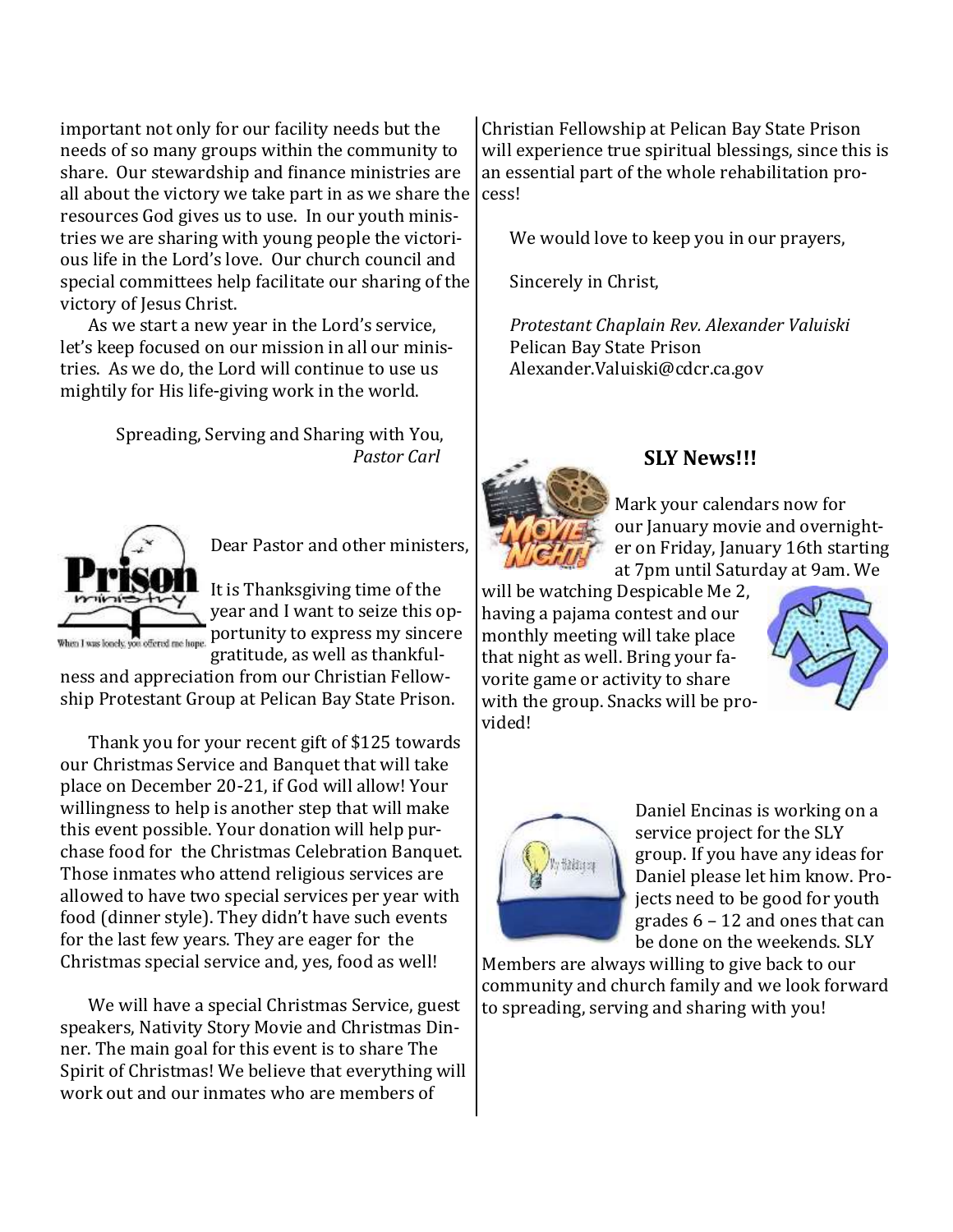important not only for our facility needs but the needs of so many groups within the community to share. Our stewardship and finance ministries are all about the victory we take part in as we share the resources God gives us to use. In our youth ministries we are sharing with young people the victorious life in the Lord's love. Our church council and special committees help facilitate our sharing of the victory of Jesus Christ.

As we start a new year in the Lord's service, let's keep focused on our mission in all our ministries. As we do, the Lord will continue to use us mightily for His life-giving work in the world.

Spreading, Serving and Sharing with You,
*Pastor Carl*

Dear Pastor and other ministers,

It is Thanksgiving time of the year and I want to seize this opportunity to express my sincere gratitude, as well as thankfulness and appreciation from our Christian Fellowship Protestant Group at Pelican Bay State Prison.

Thank you for your recent gift of $125 towards our Christmas Service and Banquet that will take place on December 20-21, if God will allow! Your willingness to help is another step that will make this event possible. Your donation will help purchase food for the Christmas Celebration Banquet. Those inmates who attend religious services are allowed to have two special services per year with food (dinner style). They didn't have such events for the last few years. They are eager for the Christmas special service and, yes, food as well!

We will have a special Christmas Service, guest speakers, Nativity Story Movie and Christmas Dinner. The main goal for this event is to share The Spirit of Christmas! We believe that everything will work out and our inmates who are members of Christian Fellowship at Pelican Bay State Prison will experience true spiritual blessings, since this is an essential part of the whole rehabilitation process!

We would love to keep you in our prayers,

Sincerely in Christ,

*Protestant Chaplain Rev. Alexander Valuiski*
Pelican Bay State Prison
Alexander.Valuiski@cdcr.ca.gov

## SLY News!!!

Mark your calendars now for our January movie and overnighter on Friday, January 16th starting at 7pm until Saturday at 9am. We will be watching Despicable Me 2, having a pajama contest and our monthly meeting will take place that night as well. Bring your favorite game or activity to share with the group. Snacks will be provided!

Daniel Encinas is working on a service project for the SLY group. If you have any ideas for Daniel please let him know. Projects need to be good for youth grades 6 – 12 and ones that can be done on the weekends. SLY Members are always willing to give back to our community and church family and we look forward to spreading, serving and sharing with you!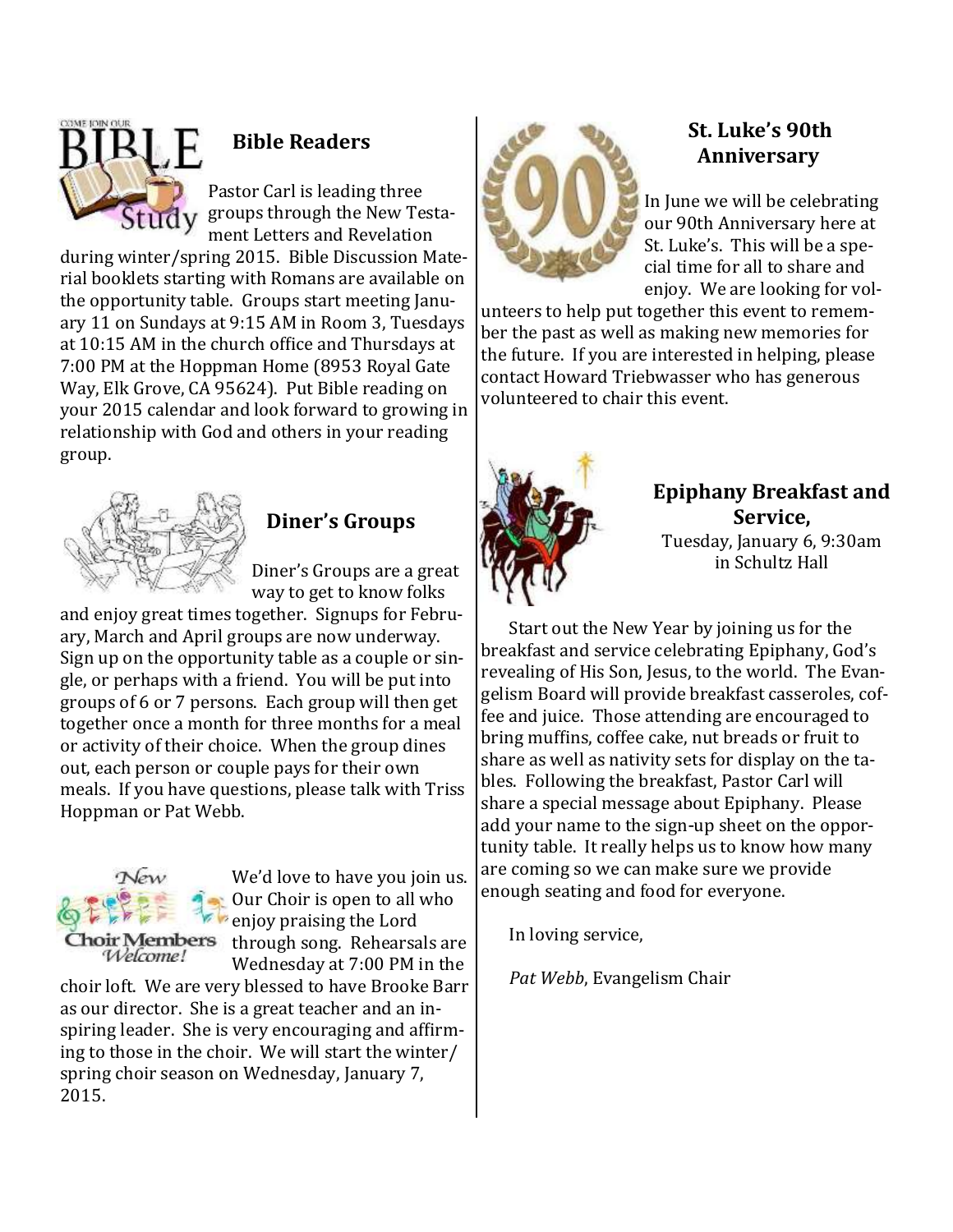## Bible Readers

Pastor Carl is leading three groups through the New Testament Letters and Revelation during winter/spring 2015. Bible Discussion Material booklets starting with Romans are available on the opportunity table. Groups start meeting January 11 on Sundays at 9:15 AM in Room 3, Tuesdays at 10:15 AM in the church office and Thursdays at 7:00 PM at the Hoppman Home (8953 Royal Gate Way, Elk Grove, CA 95624). Put Bible reading on your 2015 calendar and look forward to growing in relationship with God and others in your reading group.

## Diner's Groups

Diner's Groups are a great way to get to know folks and enjoy great times together. Signups for February, March and April groups are now underway. Sign up on the opportunity table as a couple or single, or perhaps with a friend. You will be put into groups of 6 or 7 persons. Each group will then get together once a month for three months for a meal or activity of their choice. When the group dines out, each person or couple pays for their own meals. If you have questions, please talk with Triss Hoppman or Pat Webb.

We'd love to have you join us. Our Choir is open to all who enjoy praising the Lord through song. Rehearsals are Wednesday at 7:00 PM in the choir loft. We are very blessed to have Brooke Barr as our director. She is a great teacher and an inspiring leader. She is very encouraging and affirming to those in the choir. We will start the winter/spring choir season on Wednesday, January 7, 2015.

## St. Luke's 90th Anniversary

In June we will be celebrating our 90th Anniversary here at St. Luke's. This will be a special time for all to share and enjoy. We are looking for volunteers to help put together this event to remember the past as well as making new memories for the future. If you are interested in helping, please contact Howard Triebwasser who has generous volunteered to chair this event.

## Epiphany Breakfast and Service,

Tuesday, January 6, 9:30am in Schultz Hall

Start out the New Year by joining us for the breakfast and service celebrating Epiphany, God's revealing of His Son, Jesus, to the world. The Evangelism Board will provide breakfast casseroles, coffee and juice. Those attending are encouraged to bring muffins, coffee cake, nut breads or fruit to share as well as nativity sets for display on the tables. Following the breakfast, Pastor Carl will share a special message about Epiphany. Please add your name to the sign-up sheet on the opportunity table. It really helps us to know how many are coming so we can make sure we provide enough seating and food for everyone.

In loving service,

*Pat Webb*, Evangelism Chair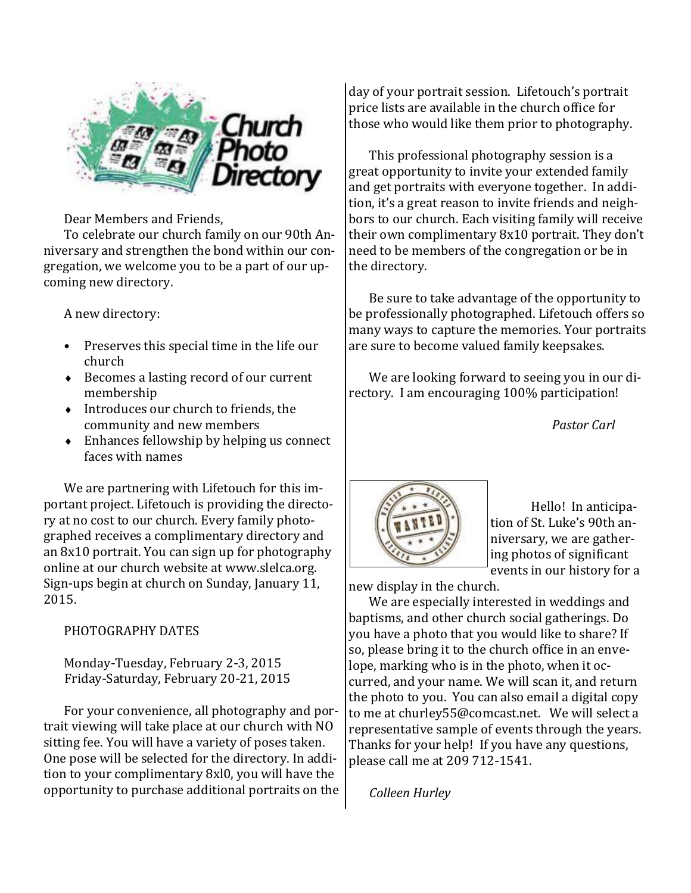# Church Photo Directory

Dear Members and Friends,

To celebrate our church family on our 90th Anniversary and strengthen the bond within our congregation, we welcome you to be a part of our upcoming new directory.

A new directory:

- Preserves this special time in the life our church
- Becomes a lasting record of our current membership
- Introduces our church to friends, the community and new members
- Enhances fellowship by helping us connect faces with names

We are partnering with Lifetouch for this important project. Lifetouch is providing the directory at no cost to our church. Every family photographed receives a complimentary directory and an 8x10 portrait. You can sign up for photography online at our church website at www.slelca.org. Sign-ups begin at church on Sunday, January 11, 2015.

PHOTOGRAPHY DATES

Monday-Tuesday, February 2-3, 2015
Friday-Saturday, February 20-21, 2015

For your convenience, all photography and portrait viewing will take place at our church with NO sitting fee. You will have a variety of poses taken. One pose will be selected for the directory. In addition to your complimentary 8xl0, you will have the opportunity to purchase additional portraits on the day of your portrait session. Lifetouch's portrait price lists are available in the church office for those who would like them prior to photography.

This professional photography session is a great opportunity to invite your extended family and get portraits with everyone together. In addition, it's a great reason to invite friends and neighbors to our church. Each visiting family will receive their own complimentary 8x10 portrait. They don't need to be members of the congregation or be in the directory.

Be sure to take advantage of the opportunity to be professionally photographed. Lifetouch offers so many ways to capture the memories. Your portraits are sure to become valued family keepsakes.

We are looking forward to seeing you in our directory. I am encouraging 100% participation!

*Pastor Carl*

---

WANTED

Hello! In anticipation of St. Luke's 90th anniversary, we are gathering photos of significant events in our history for a new display in the church.

We are especially interested in weddings and baptisms, and other church social gatherings. Do you have a photo that you would like to share? If so, please bring it to the church office in an envelope, marking who is in the photo, when it occurred, and your name. We will scan it, and return the photo to you. You can also email a digital copy to me at churley55@comcast.net. We will select a representative sample of events through the years. Thanks for your help! If you have any questions, please call me at 209 712-1541.

*Colleen Hurley*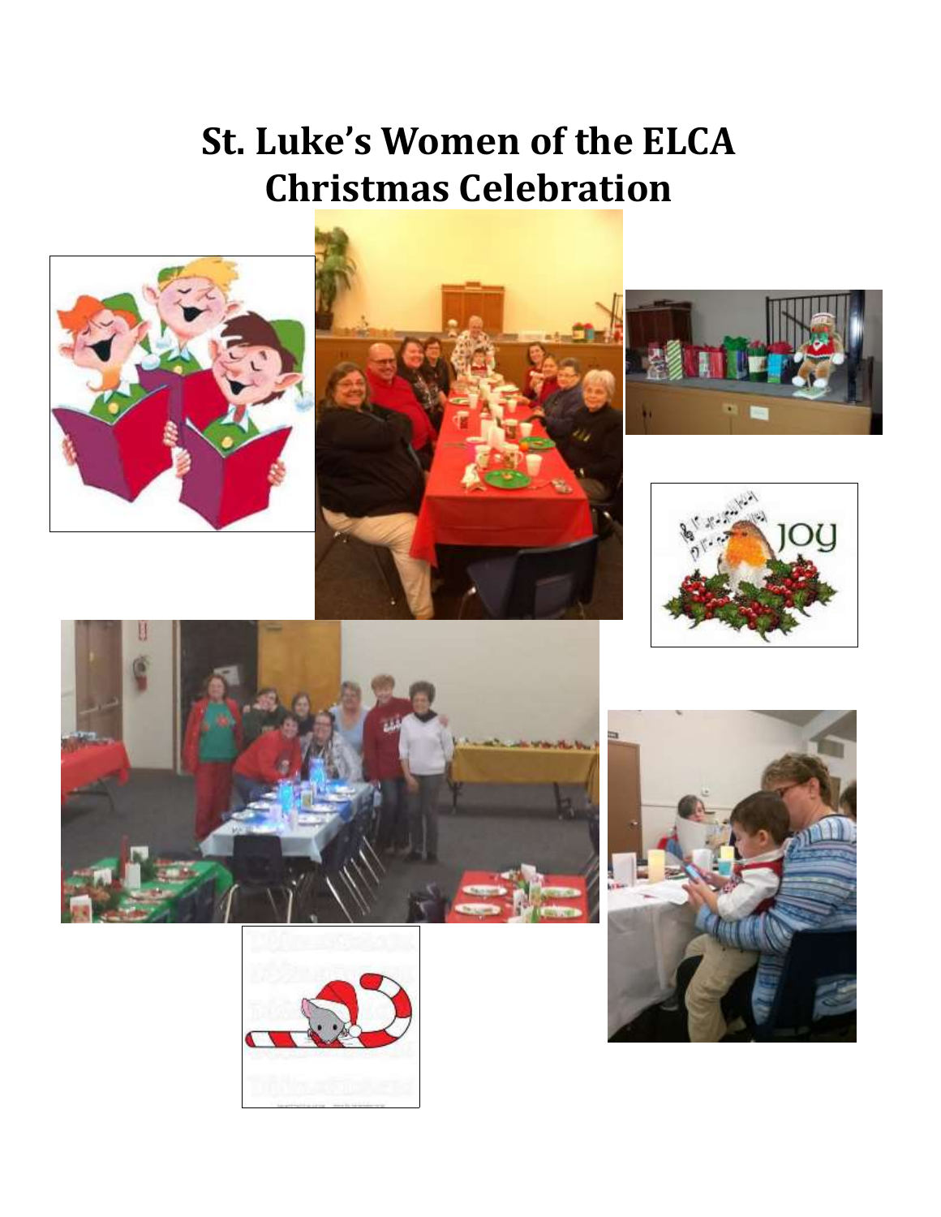# St. Luke's Women of the ELCA
# Christmas Celebration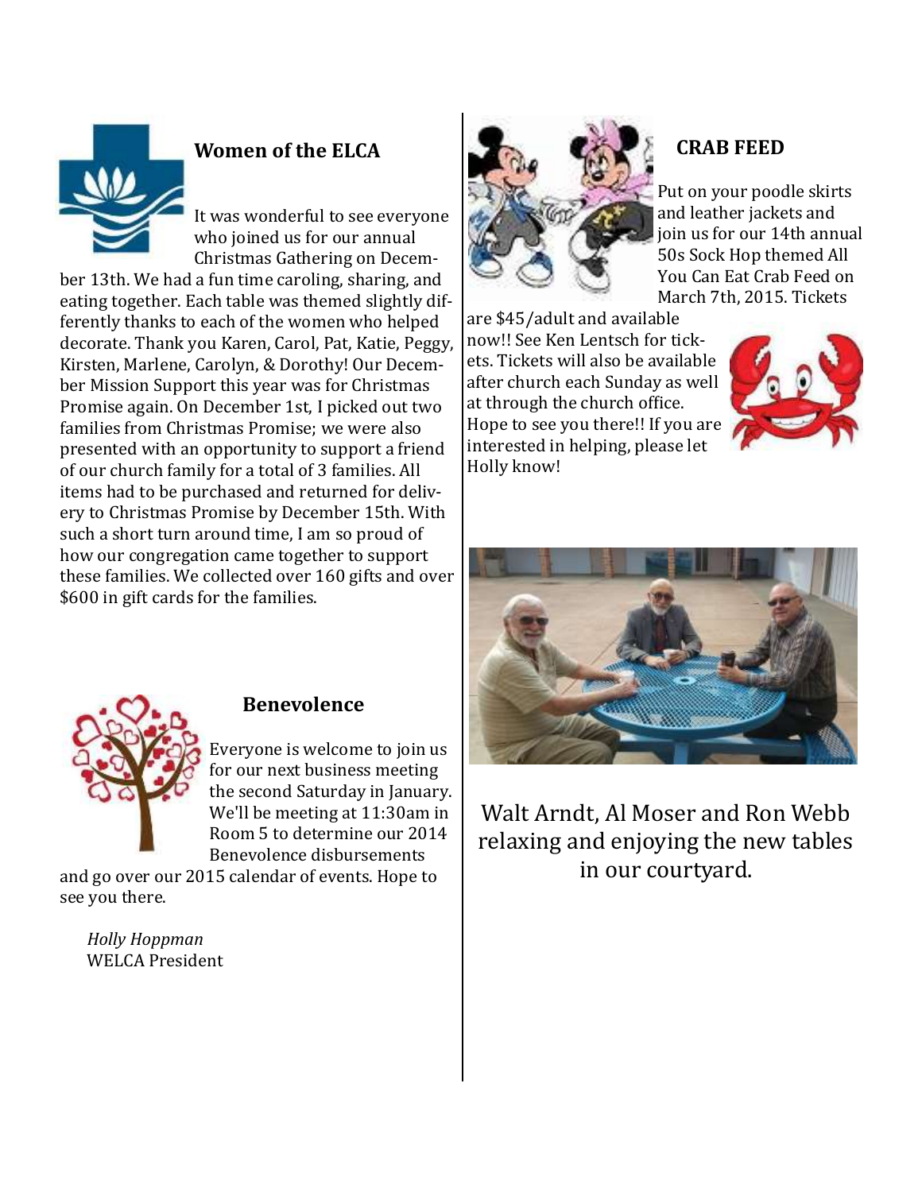## Women of the ELCA

It was wonderful to see everyone who joined us for our annual Christmas Gathering on December 13th. We had a fun time caroling, sharing, and eating together. Each table was themed slightly differently thanks to each of the women who helped decorate. Thank you Karen, Carol, Pat, Katie, Peggy, Kirsten, Marlene, Carolyn, & Dorothy! Our December Mission Support this year was for Christmas Promise again. On December 1st, I picked out two families from Christmas Promise; we were also presented with an opportunity to support a friend of our church family for a total of 3 families. All items had to be purchased and returned for delivery to Christmas Promise by December 15th. With such a short turn around time, I am so proud of how our congregation came together to support these families. We collected over 160 gifts and over $600 in gift cards for the families.

## Benevolence

Everyone is welcome to join us for our next business meeting the second Saturday in January. We'll be meeting at 11:30am in Room 5 to determine our 2014 Benevolence disbursements and go over our 2015 calendar of events. Hope to see you there.

*Holly Hoppman*
WELCA President

## CRAB FEED

Put on your poodle skirts and leather jackets and join us for our 14th annual 50s Sock Hop themed All You Can Eat Crab Feed on March 7th, 2015. Tickets are $45/adult and available now!! See Ken Lentsch for tickets. Tickets will also be available after church each Sunday as well at through the church office. Hope to see you there!! If you are interested in helping, please let Holly know!

Walt Arndt, Al Moser and Ron Webb relaxing and enjoying the new tables in our courtyard.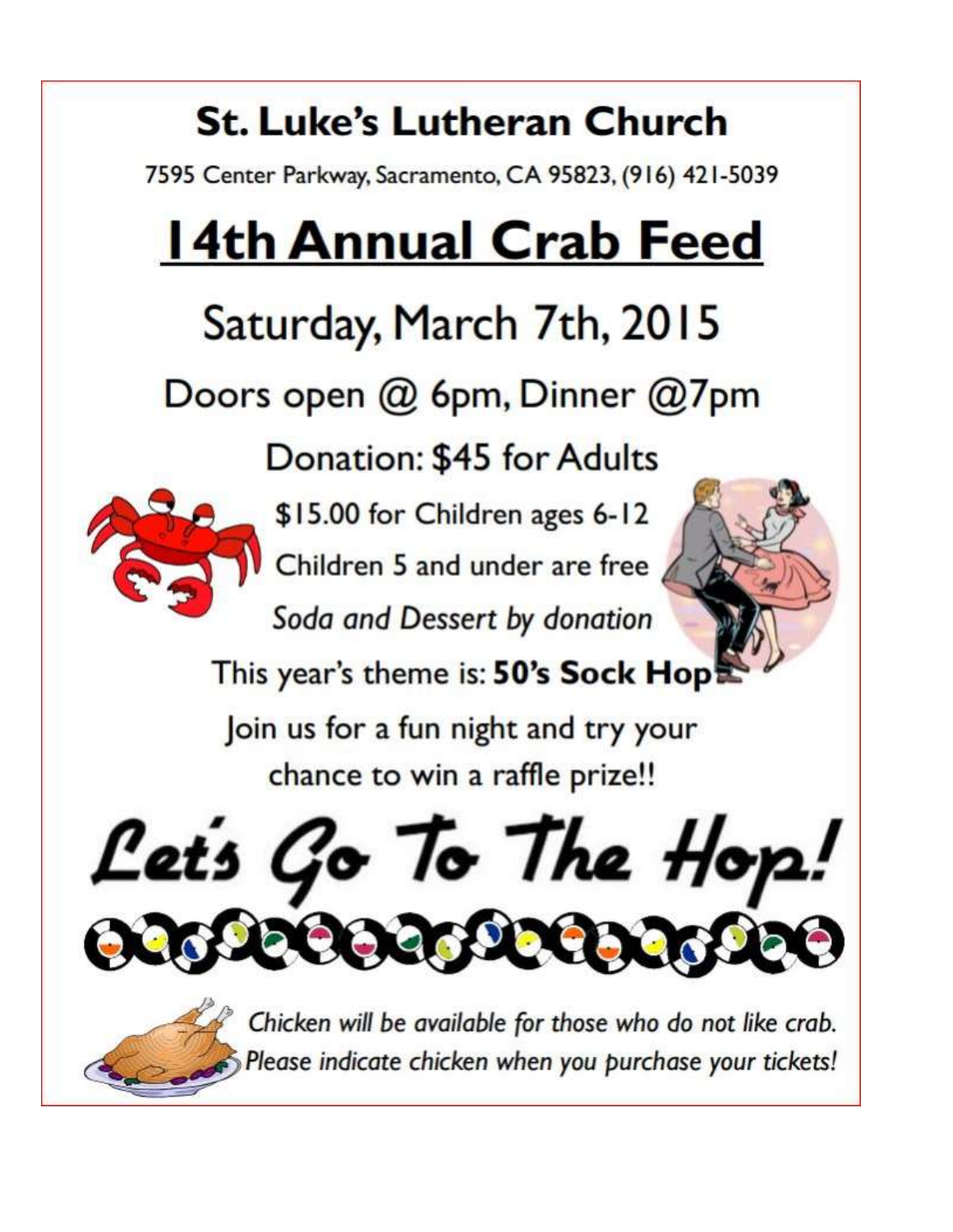# St. Luke's Lutheran Church

7595 Center Parkway, Sacramento, CA 95823, (916) 421-5039

# 14th Annual Crab Feed

## Saturday, March 7th, 2015

Doors open @ 6pm, Dinner @7pm

Donation: $45 for Adults

$15.00 for Children ages 6-12

Children 5 and under are free

*Soda and Dessert by donation*

This year's theme is: **50's Sock Hop**

Join us for a fun night and try your chance to win a raffle prize!!

*Let's Go To The Hop!*

*Chicken will be available for those who do not like crab. Please indicate chicken when you purchase your tickets!*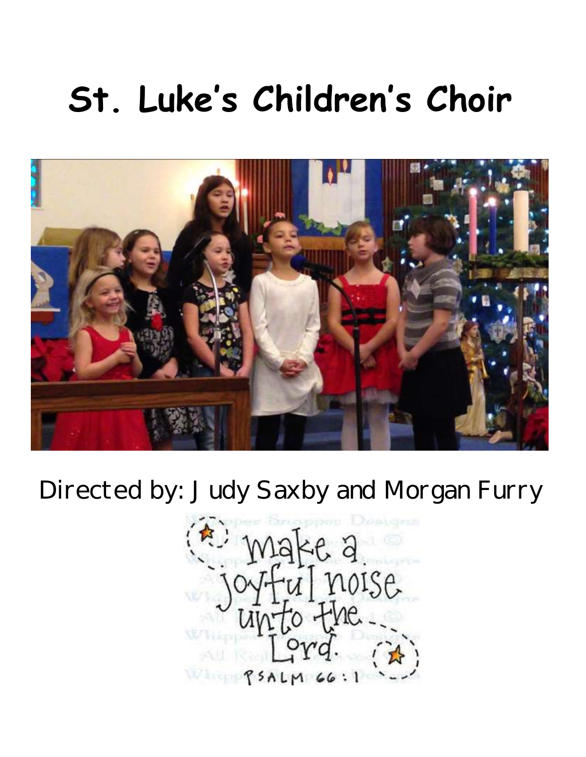# St. Luke's Children's Choir

Directed by: Judy Saxby and Morgan Furry

Make a joyful noise unto the Lord.

PSALM 66:1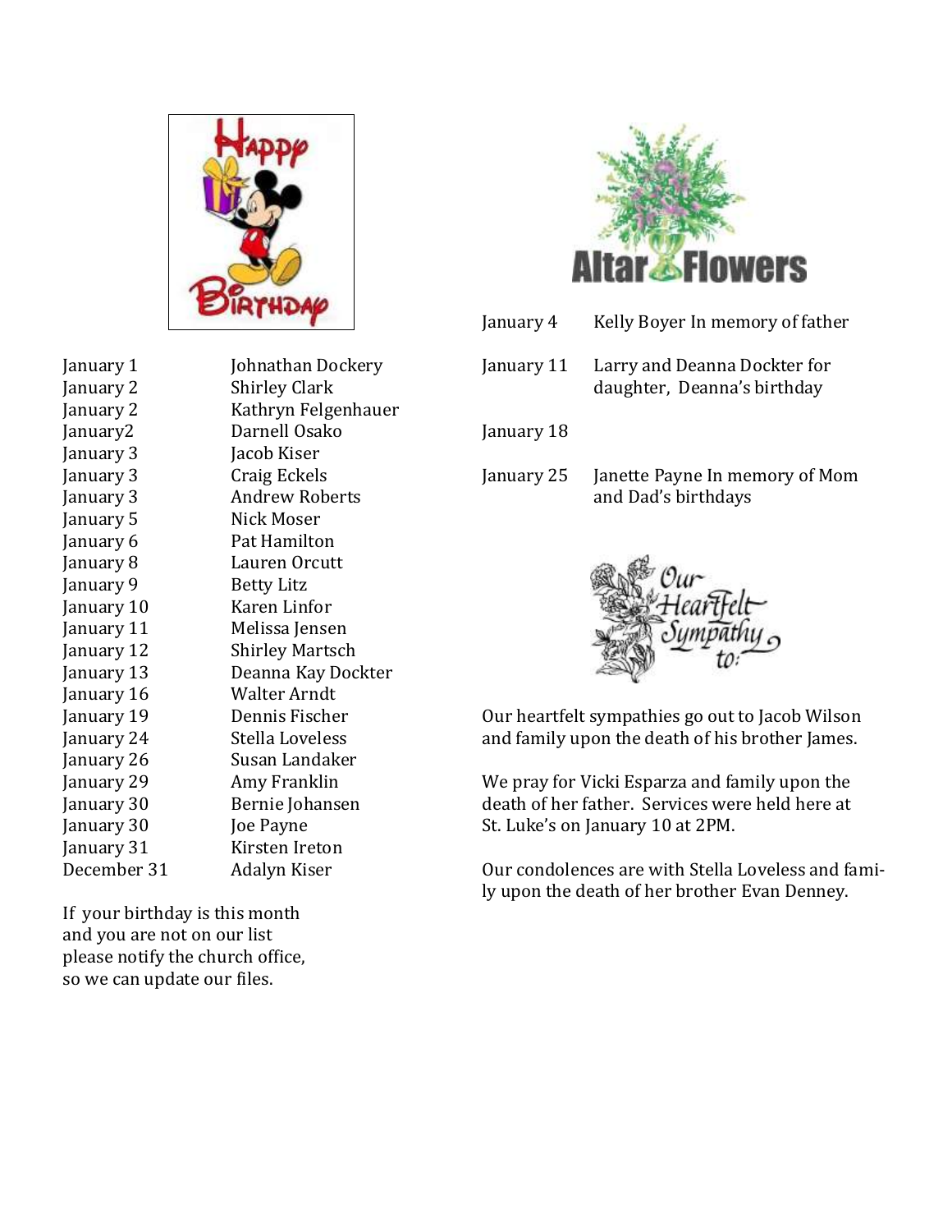# Happy Birthday

| | |
|---|---|
| January 1 | Johnathan Dockery |
| January 2 | Shirley Clark |
| January 2 | Kathryn Felgenhauer |
| January2 | Darnell Osako |
| January 3 | Jacob Kiser |
| January 3 | Craig Eckels |
| January 3 | Andrew Roberts |
| January 5 | Nick Moser |
| January 6 | Pat Hamilton |
| January 8 | Lauren Orcutt |
| January 9 | Betty Litz |
| January 10 | Karen Linfor |
| January 11 | Melissa Jensen |
| January 12 | Shirley Martsch |
| January 13 | Deanna Kay Dockter |
| January 16 | Walter Arndt |
| January 19 | Dennis Fischer |
| January 24 | Stella Loveless |
| January 26 | Susan Landaker |
| January 29 | Amy Franklin |
| January 30 | Bernie Johansen |
| January 30 | Joe Payne |
| January 31 | Kirsten Ireton |
| December 31 | Adalyn Kiser |

If your birthday is this month and you are not on our list please notify the church office, so we can update our files.

# Altar Flowers

| | |
|---|---|
| January 4 | Kelly Boyer In memory of father |
| January 11 | Larry and Deanna Dockter for daughter, Deanna's birthday |
| January 18 | |
| January 25 | Janette Payne In memory of Mom and Dad's birthdays |

# Our Heartfelt Sympathy to:

Our heartfelt sympathies go out to Jacob Wilson and family upon the death of his brother James.

We pray for Vicki Esparza and family upon the death of her father. Services were held here at St. Luke's on January 10 at 2PM.

Our condolences are with Stella Loveless and family upon the death of her brother Evan Denney.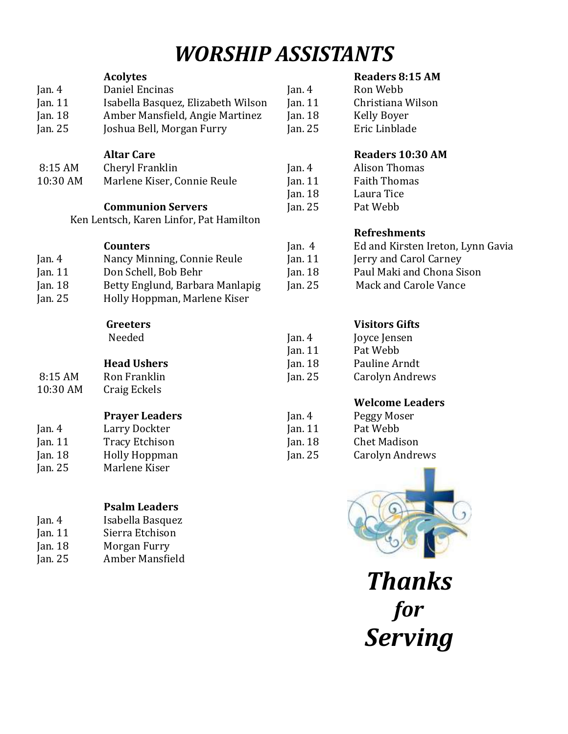# *WORSHIP ASSISTANTS*

### Acolytes

| | |
|---|---|
| Jan. 4 | Daniel Encinas |
| Jan. 11 | Isabella Basquez, Elizabeth Wilson |
| Jan. 18 | Amber Mansfield, Angie Martinez |
| Jan. 25 | Joshua Bell, Morgan Furry |

### Altar Care

| | |
|---|---|
| 8:15 AM | Cheryl Franklin |
| 10:30 AM | Marlene Kiser, Connie Reule |

### Communion Servers

Ken Lentsch, Karen Linfor, Pat Hamilton

### Counters

| | |
|---|---|
| Jan. 4 | Nancy Minning, Connie Reule |
| Jan. 11 | Don Schell, Bob Behr |
| Jan. 18 | Betty Englund, Barbara Manlapig |
| Jan. 25 | Holly Hoppman, Marlene Kiser |

### Greeters

Needed

### Head Ushers

| | |
|---|---|
| 8:15 AM | Ron Franklin |
| 10:30 AM | Craig Eckels |

### Prayer Leaders

| | |
|---|---|
| Jan. 4 | Larry Dockter |
| Jan. 11 | Tracy Etchison |
| Jan. 18 | Holly Hoppman |
| Jan. 25 | Marlene Kiser |

### Psalm Leaders

| | |
|---|---|
| Jan. 4 | Isabella Basquez |
| Jan. 11 | Sierra Etchison |
| Jan. 18 | Morgan Furry |
| Jan. 25 | Amber Mansfield |

### Readers 8:15 AM

| | |
|---|---|
| Jan. 4 | Ron Webb |
| Jan. 11 | Christiana Wilson |
| Jan. 18 | Kelly Boyer |
| Jan. 25 | Eric Linblade |

### Readers 10:30 AM

| | |
|---|---|
| Jan. 4 | Alison Thomas |
| Jan. 11 | Faith Thomas |
| Jan. 18 | Laura Tice |
| Jan. 25 | Pat Webb |

### Refreshments

| | |
|---|---|
| Jan. 4 | Ed and Kirsten Ireton, Lynn Gavia |
| Jan. 11 | Jerry and Carol Carney |
| Jan. 18 | Paul Maki and Chona Sison |
| Jan. 25 | Mack and Carole Vance |

### Visitors Gifts

| | |
|---|---|
| Jan. 4 | Joyce Jensen |
| Jan. 11 | Pat Webb |
| Jan. 18 | Pauline Arndt |
| Jan. 25 | Carolyn Andrews |

### Welcome Leaders

| | |
|---|---|
| Jan. 4 | Peggy Moser |
| Jan. 11 | Pat Webb |
| Jan. 18 | Chet Madison |
| Jan. 25 | Carolyn Andrews |

***Thanks for Serving***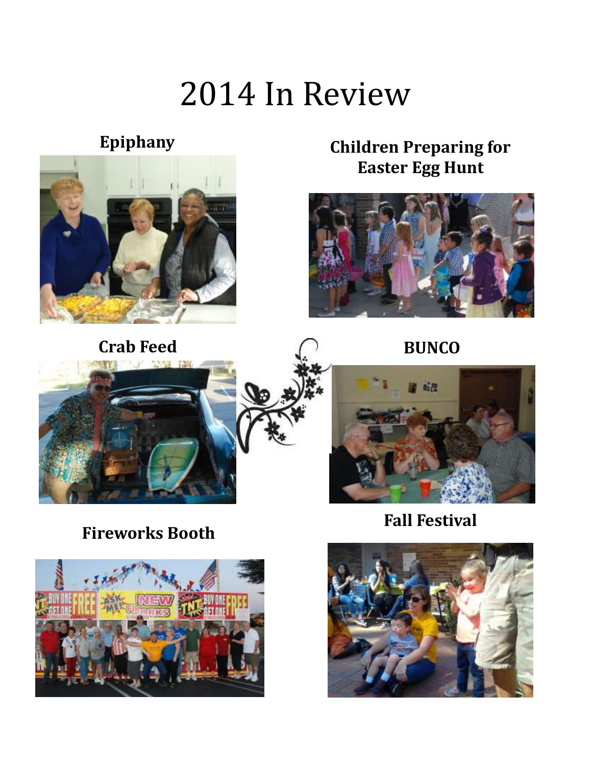# 2014 In Review

**Epiphany**

**Children Preparing for Easter Egg Hunt**

**Crab Feed**

**BUNCO**

**Fireworks Booth**

**Fall Festival**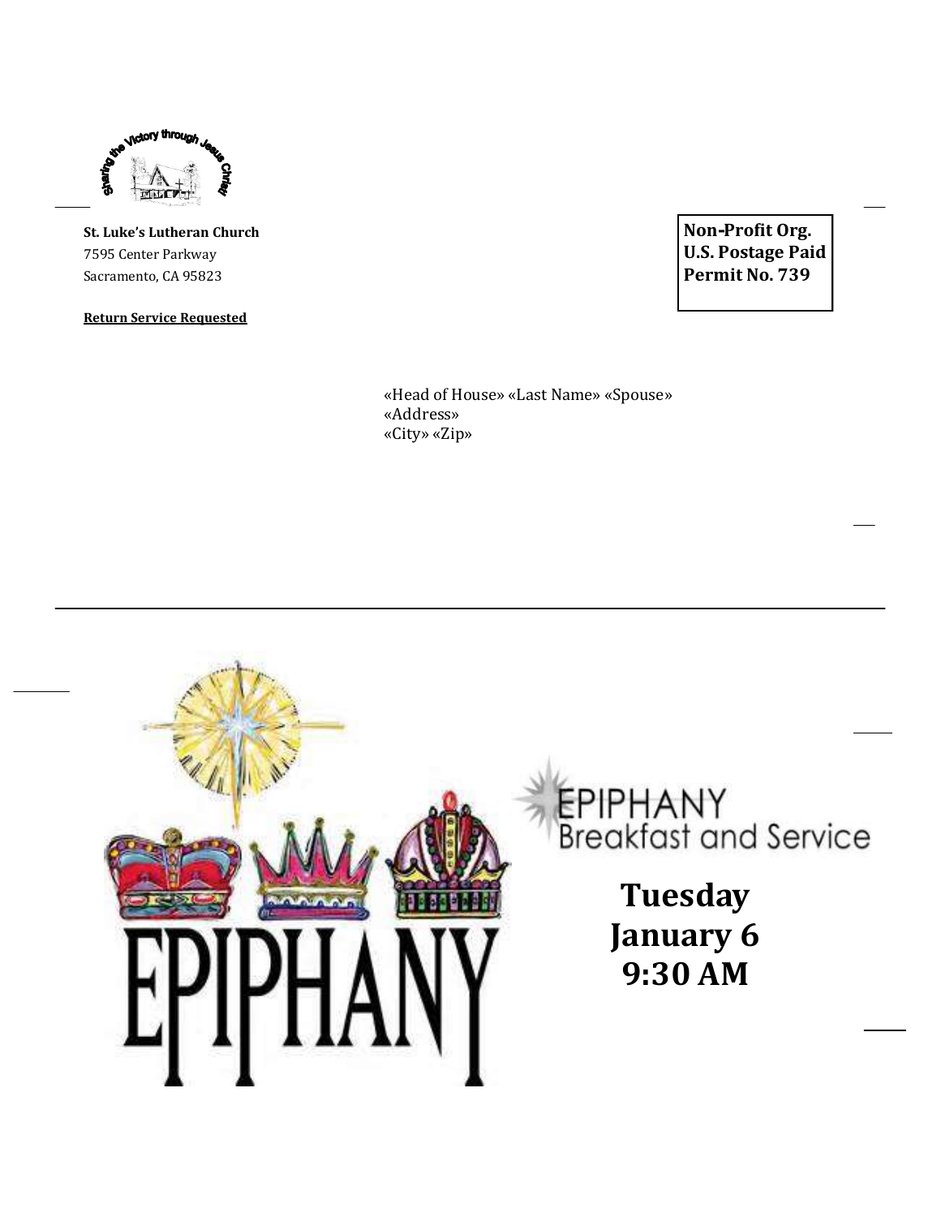**St. Luke's Lutheran Church**
7595 Center Parkway
Sacramento, CA 95823

**Return Service Requested**

**Non-Profit Org.**
**U.S. Postage Paid**
**Permit No. 739**

«Head of House» «Last Name» «Spouse»
«Address»
«City» «Zip»

EPIPHANY

EPIPHANY
Breakfast and Service

**Tuesday**
**January 6**
**9:30 AM**